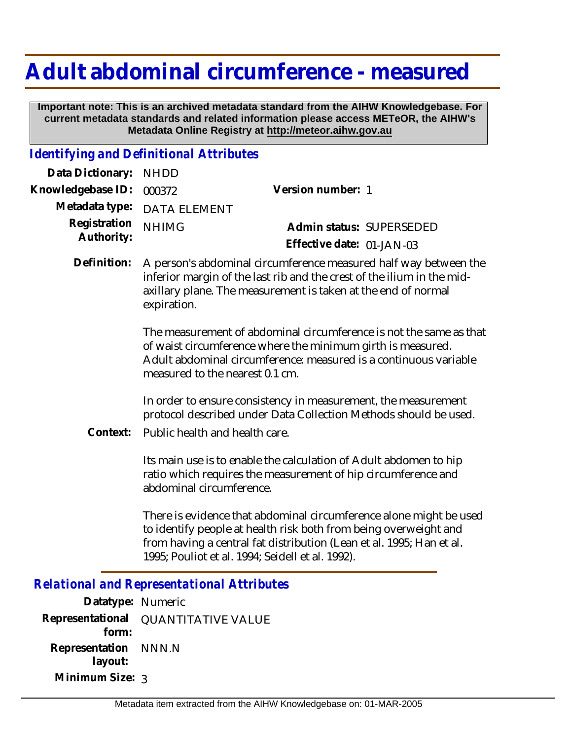# Adult abdominal circumference - measured

**Important note: This is an archived metadata standard from the AIHW Knowledgebase. For current metadata standards and related information please access METeOR, the AIHW's Metadata Online Registry at http://meteor.aihw.gov.au**

## *Identifying and Definitional Attributes*

**Data Dictionary:** NHDD

**Knowledgebase ID:** 000372

**Version number:** 1

**Metadata type:** DATA ELEMENT

**Registration Authority:** NHIMG

**Admin status:** SUPERSEDED

**Effective date:** 01-JAN-03

**Definition:** A person's abdominal circumference measured half way between the inferior margin of the last rib and the crest of the ilium in the mid-axillary plane. The measurement is taken at the end of normal expiration.

The measurement of abdominal circumference is not the same as that of waist circumference where the minimum girth is measured. Adult abdominal circumference: measured is a continuous variable measured to the nearest 0.1 cm.

In order to ensure consistency in measurement, the measurement protocol described under Data Collection Methods should be used.

**Context:** Public health and health care.

Its main use is to enable the calculation of Adult abdomen to hip ratio which requires the measurement of hip circumference and abdominal circumference.

There is evidence that abdominal circumference alone might be used to identify people at health risk both from being overweight and from having a central fat distribution (Lean et al. 1995; Han et al. 1995; Pouliot et al. 1994; Seidell et al. 1992).

## *Relational and Representational Attributes*

**Datatype:** Numeric

**Representational form:** QUANTITATIVE VALUE

**Representation layout:** NNN.N

**Minimum Size:** 3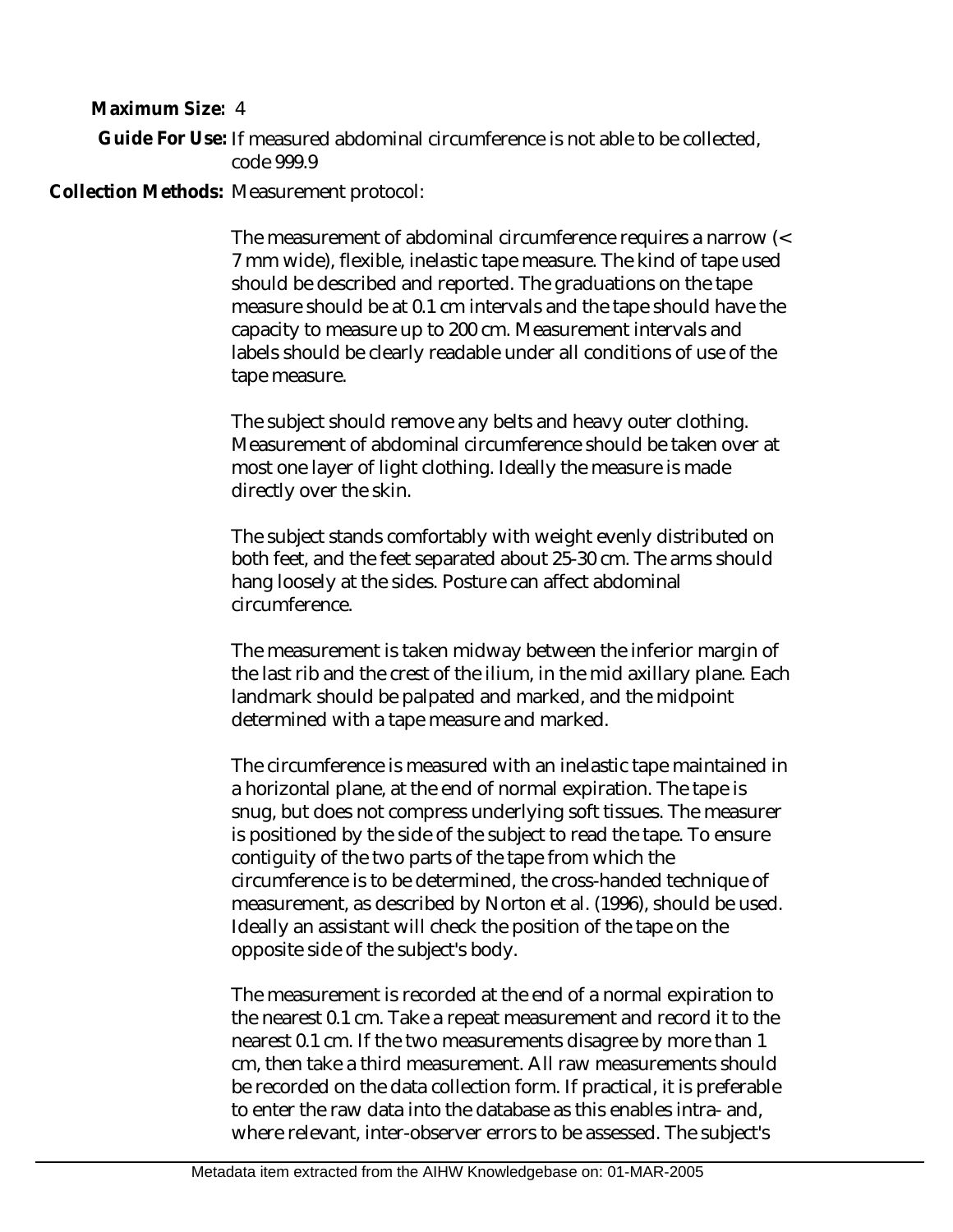**Maximum Size:** 4

**Guide For Use:** If measured abdominal circumference is not able to be collected, code 999.9

**Collection Methods:** Measurement protocol:

The measurement of abdominal circumference requires a narrow (< 7 mm wide), flexible, inelastic tape measure. The kind of tape used should be described and reported. The graduations on the tape measure should be at 0.1 cm intervals and the tape should have the capacity to measure up to 200 cm. Measurement intervals and labels should be clearly readable under all conditions of use of the tape measure.

The subject should remove any belts and heavy outer clothing. Measurement of abdominal circumference should be taken over at most one layer of light clothing. Ideally the measure is made directly over the skin.

The subject stands comfortably with weight evenly distributed on both feet, and the feet separated about 25-30 cm. The arms should hang loosely at the sides. Posture can affect abdominal circumference.

The measurement is taken midway between the inferior margin of the last rib and the crest of the ilium, in the mid axillary plane. Each landmark should be palpated and marked, and the midpoint determined with a tape measure and marked.

The circumference is measured with an inelastic tape maintained in a horizontal plane, at the end of normal expiration. The tape is snug, but does not compress underlying soft tissues. The measurer is positioned by the side of the subject to read the tape. To ensure contiguity of the two parts of the tape from which the circumference is to be determined, the cross-handed technique of measurement, as described by Norton et al. (1996), should be used. Ideally an assistant will check the position of the tape on the opposite side of the subject's body.

The measurement is recorded at the end of a normal expiration to the nearest 0.1 cm. Take a repeat measurement and record it to the nearest 0.1 cm. If the two measurements disagree by more than 1 cm, then take a third measurement. All raw measurements should be recorded on the data collection form. If practical, it is preferable to enter the raw data into the database as this enables intra- and, where relevant, inter-observer errors to be assessed. The subject's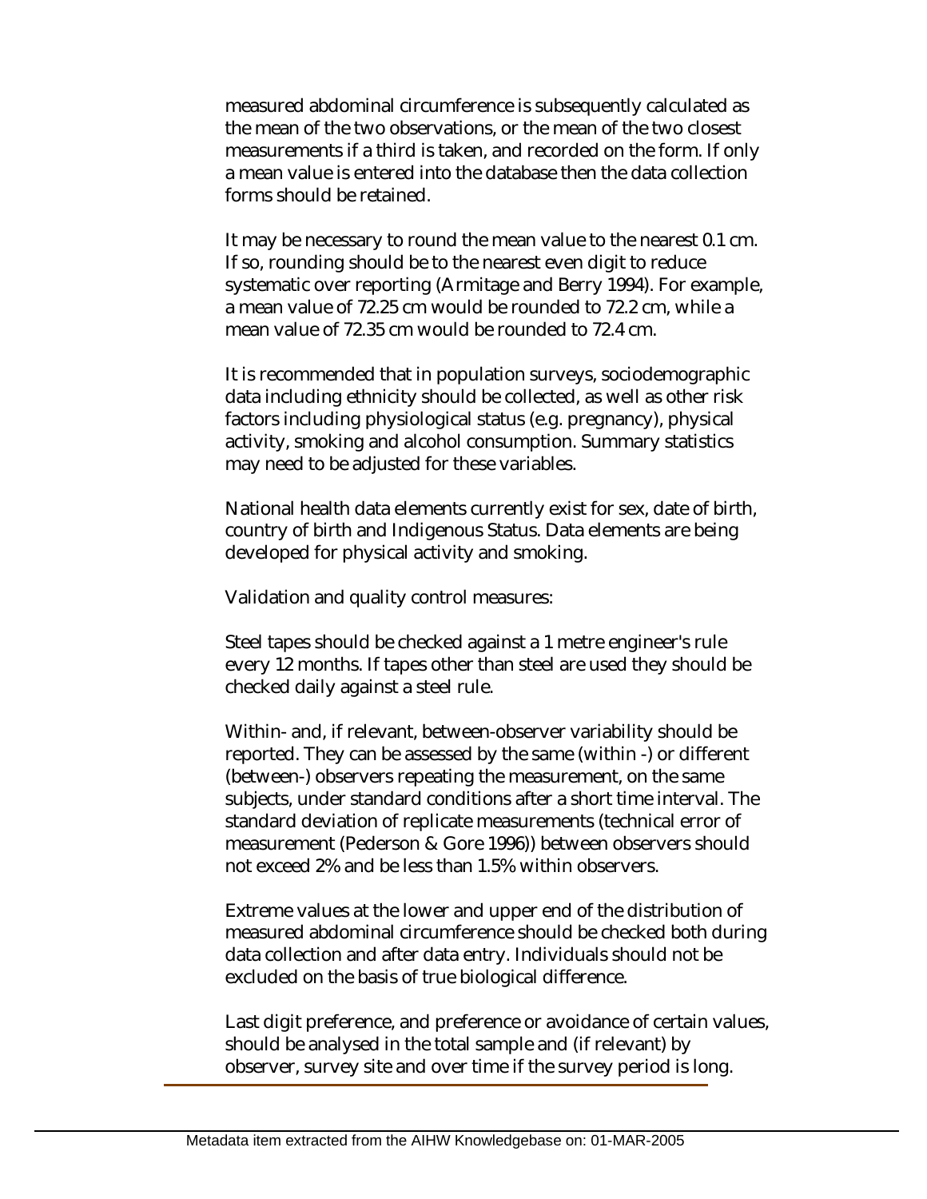measured abdominal circumference is subsequently calculated as the mean of the two observations, or the mean of the two closest measurements if a third is taken, and recorded on the form. If only a mean value is entered into the database then the data collection forms should be retained.

It may be necessary to round the mean value to the nearest 0.1 cm. If so, rounding should be to the nearest even digit to reduce systematic over reporting (Armitage and Berry 1994). For example, a mean value of 72.25 cm would be rounded to 72.2 cm, while a mean value of 72.35 cm would be rounded to 72.4 cm.

It is recommended that in population surveys, sociodemographic data including ethnicity should be collected, as well as other risk factors including physiological status (e.g. pregnancy), physical activity, smoking and alcohol consumption. Summary statistics may need to be adjusted for these variables.

National health data elements currently exist for sex, date of birth, country of birth and Indigenous Status. Data elements are being developed for physical activity and smoking.

Validation and quality control measures:

Steel tapes should be checked against a 1 metre engineer's rule every 12 months. If tapes other than steel are used they should be checked daily against a steel rule.

Within- and, if relevant, between-observer variability should be reported. They can be assessed by the same (within -) or different (between-) observers repeating the measurement, on the same subjects, under standard conditions after a short time interval. The standard deviation of replicate measurements (technical error of measurement (Pederson & Gore 1996)) between observers should not exceed 2% and be less than 1.5% within observers.

Extreme values at the lower and upper end of the distribution of measured abdominal circumference should be checked both during data collection and after data entry. Individuals should not be excluded on the basis of true biological difference.

Last digit preference, and preference or avoidance of certain values, should be analysed in the total sample and (if relevant) by observer, survey site and over time if the survey period is long.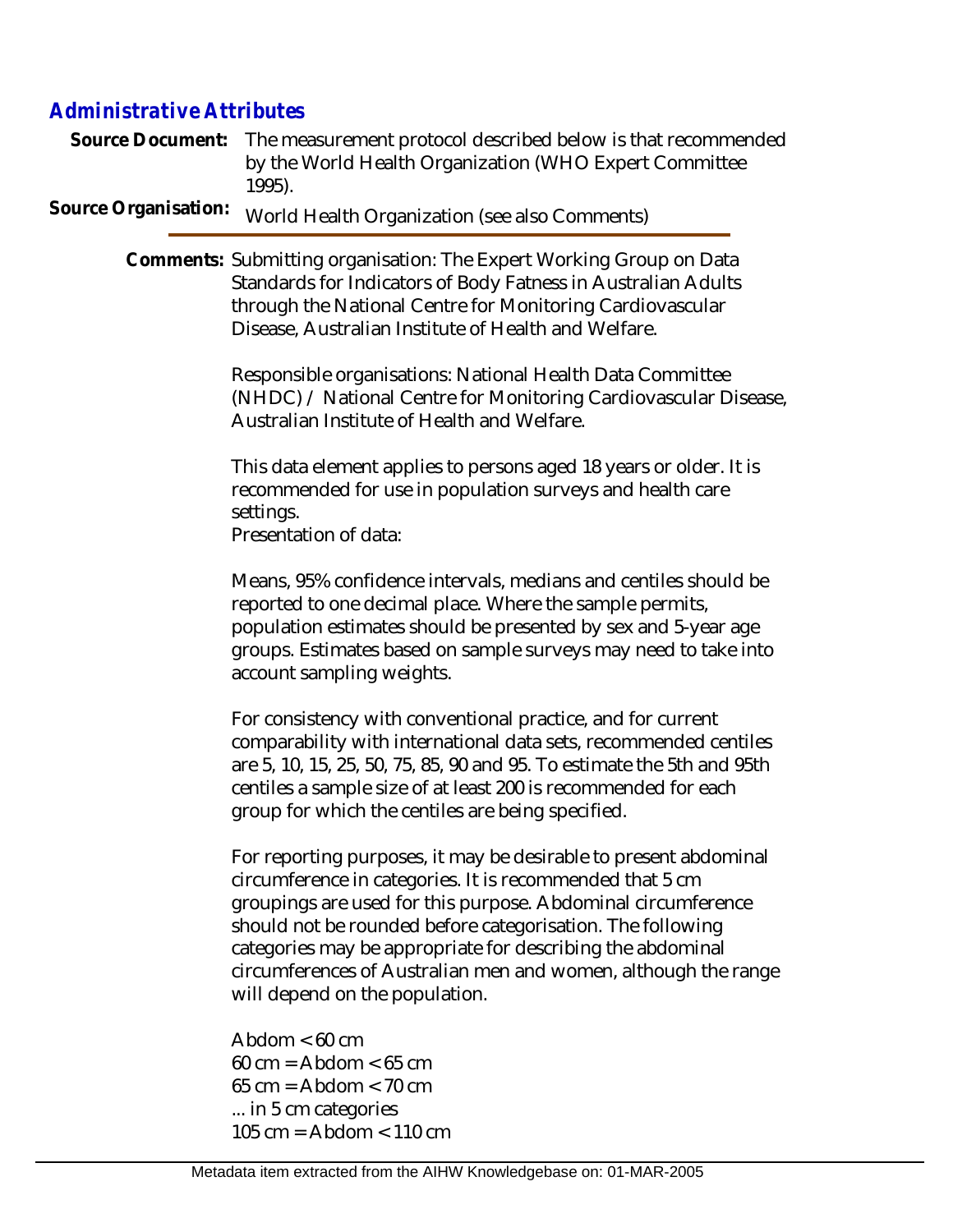## Administrative Attributes

**Source Document:** The measurement protocol described below is that recommended by the World Health Organization (WHO Expert Committee 1995).

**Source Organisation:** World Health Organization (see also Comments)

**Comments:** Submitting organisation: The Expert Working Group on Data Standards for Indicators of Body Fatness in Australian Adults through the National Centre for Monitoring Cardiovascular Disease, Australian Institute of Health and Welfare.

Responsible organisations: National Health Data Committee (NHDC) / National Centre for Monitoring Cardiovascular Disease, Australian Institute of Health and Welfare.

This data element applies to persons aged 18 years or older. It is recommended for use in population surveys and health care settings.
Presentation of data:

Means, 95% confidence intervals, medians and centiles should be reported to one decimal place. Where the sample permits, population estimates should be presented by sex and 5-year age groups. Estimates based on sample surveys may need to take into account sampling weights.

For consistency with conventional practice, and for current comparability with international data sets, recommended centiles are 5, 10, 15, 25, 50, 75, 85, 90 and 95. To estimate the 5th and 95th centiles a sample size of at least 200 is recommended for each group for which the centiles are being specified.

For reporting purposes, it may be desirable to present abdominal circumference in categories. It is recommended that 5 cm groupings are used for this purpose. Abdominal circumference should not be rounded before categorisation. The following categories may be appropriate for describing the abdominal circumferences of Australian men and women, although the range will depend on the population.

Abdom < 60 cm
60 cm = Abdom < 65 cm
65 cm = Abdom < 70 cm
... in 5 cm categories
105 cm = Abdom < 110 cm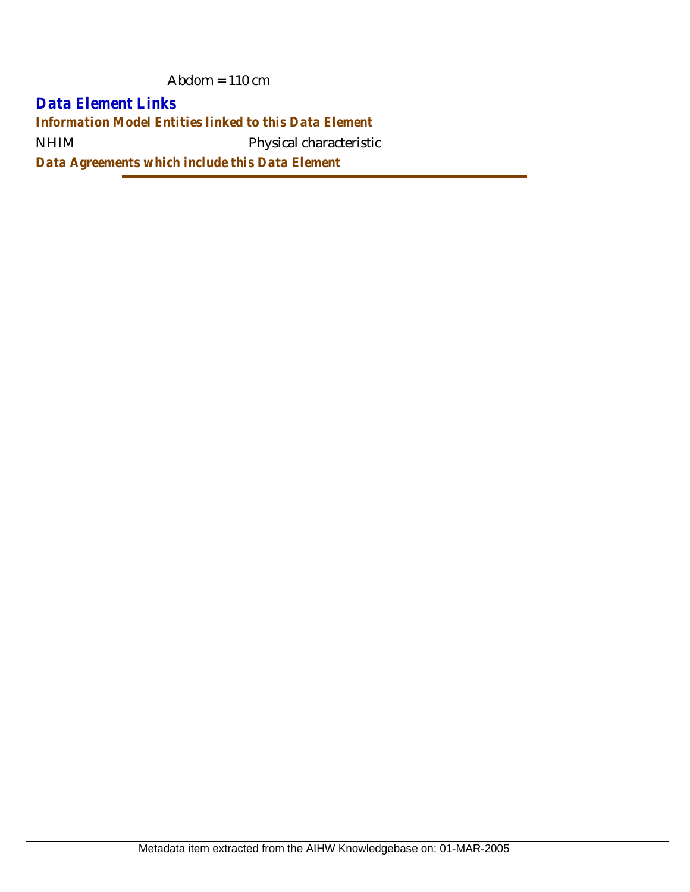Abdom = 110 cm

## Data Element Links

### Information Model Entities linked to this Data Element

| | |
|---|---|
| NHIM | Physical characteristic |

### Data Agreements which include this Data Element

Metadata item extracted from the AIHW Knowledgebase on: 01-MAR-2005